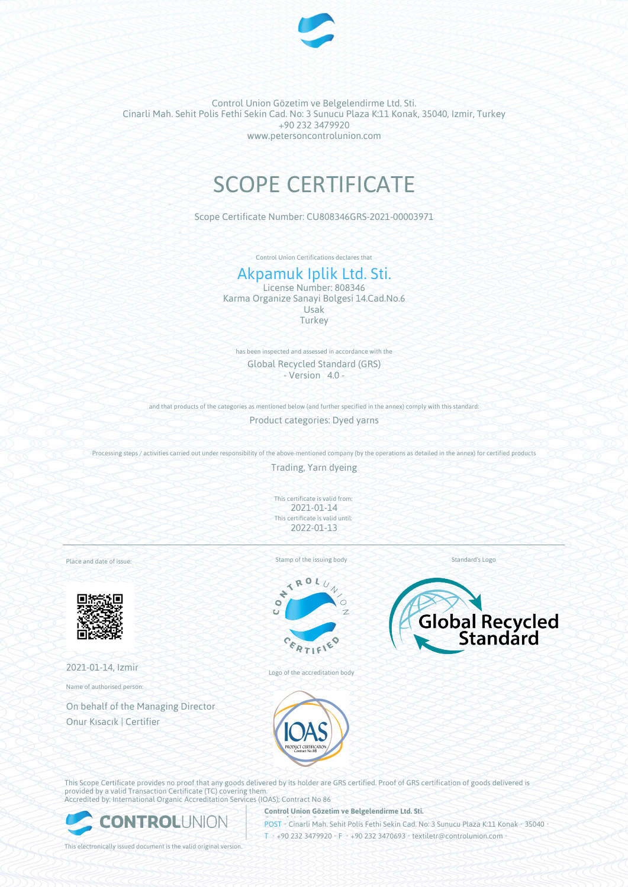Control Union Gözetim ve Belgelendirme Ltd. Sti.
Cinarli Mah. Sehit Polis Fethi Sekin Cad. No: 3 Sunucu Plaza K:11 Konak, 35040, Izmir, Turkey
+90 232 3479920
www.petersoncontrolunion.com

# SCOPE CERTIFICATE

Scope Certificate Number: CU808346GRS-2021-00003971

Control Union Certifications declares that

## Akpamuk Iplik Ltd. Sti.

License Number: 808346
Karma Organize Sanayi Bolgesi 14.Cad.No.6
Usak
Turkey

has been inspected and assessed in accordance with the

Global Recycled Standard (GRS)
- Version 4.0 -

and that products of the categories as mentioned below (and further specified in the annex) comply with this standard:

Product categories: Dyed yarns

Processing steps / activities carried out under responsibility of the above-mentioned company (by the operations as detailed in the annex) for certified products

Trading, Yarn dyeing

This certificate is valid from:
2021-01-14
This certificate is valid until:
2022-01-13

Place and date of issue:

2021-01-14, Izmir

Name of authorised person:

On behalf of the Managing Director
Onur Kısacık | Certifier

Stamp of the issuing body

Logo of the accreditation body

Standard's Logo

This Scope Certificate provides no proof that any goods delivered by its holder are GRS certified. Proof of GRS certification of goods delivered is provided by a valid Transaction Certificate (TC) covering them.
Accredited by: International Organic Accreditation Services (IOAS); Contract No 86

**Control Union Gözetim ve Belgelendirme Ltd. Sti.**
POST • Cinarli Mah. Sehit Polis Fethi Sekin Cad. No: 3 Sunucu Plaza K:11 Konak • 35040 •
T • +90 232 3479920 • F • +90 232 3470693 • textiletr@controlunion.com •

This electronically issued document is the valid original version.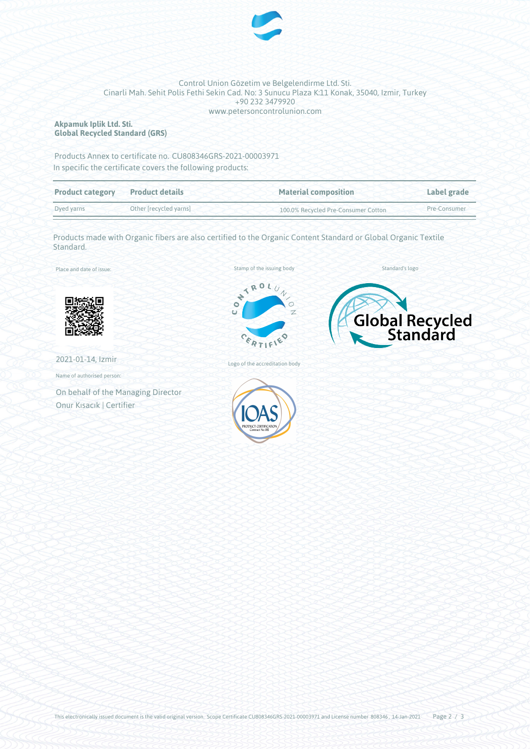Control Union Gözetim ve Belgelendirme Ltd. Sti.
Cinarli Mah. Sehit Polis Fethi Sekin Cad. No: 3 Sunucu Plaza K:11 Konak, 35040, Izmir, Turkey
+90 232 3479920
www.petersoncontrolunion.com

**Akpamuk Iplik Ltd. Sti.**
**Global Recycled Standard (GRS)**

Products Annex to certificate no. CU808346GRS-2021-00003971
In specific the certificate covers the following products:

| Product category | Product details | Material composition | Label grade |
| --- | --- | --- | --- |
| Dyed yarns | Other [recycled yarns] | 100.0% Recycled Pre-Consumer Cotton | Pre-Consumer |

Products made with Organic fibers are also certified to the Organic Content Standard or Global Organic Textile Standard.

Place and date of issue:

2021-01-14, Izmir

Name of authorised person:

On behalf of the Managing Director
Onur Kısacık | Certifier

Stamp of the issuing body

Standard's logo

Logo of the accreditation body

This electronically issued document is the valid original version. Scope Certificate CU808346GRS-2021-00003971 and License number 808346, 14-Jan-2021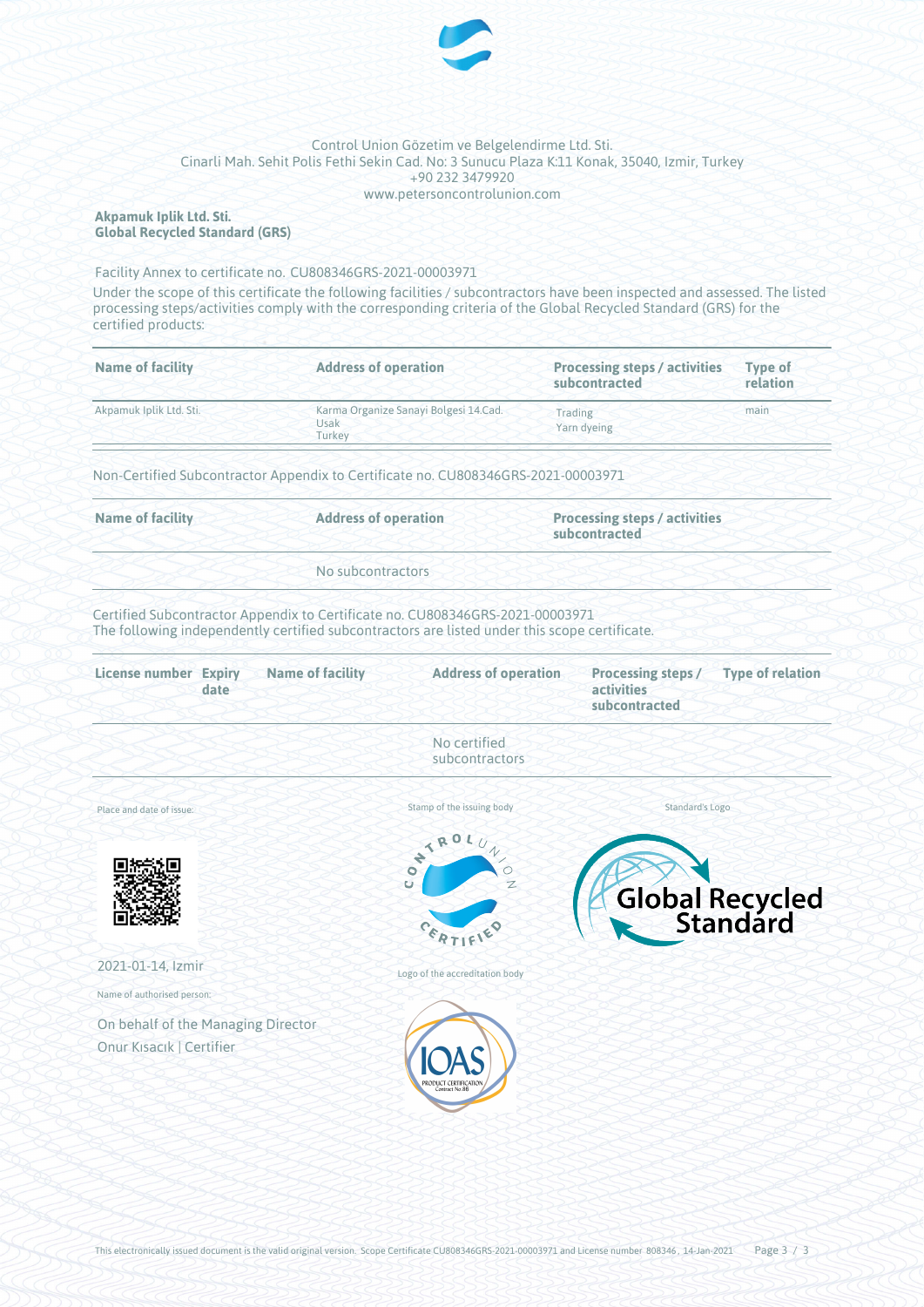Control Union Gözetim ve Belgelendirme Ltd. Sti.
Cinarli Mah. Sehit Polis Fethi Sekin Cad. No: 3 Sunucu Plaza K:11 Konak, 35040, Izmir, Turkey
+90 232 3479920
www.petersoncontrolunion.com

**Akpamuk Iplik Ltd. Sti.**
**Global Recycled Standard (GRS)**

Facility Annex to certificate no. CU808346GRS-2021-00003971

Under the scope of this certificate the following facilities / subcontractors have been inspected and assessed. The listed processing steps/activities comply with the corresponding criteria of the Global Recycled Standard (GRS) for the certified products:

| Name of facility | Address of operation | Processing steps / activities subcontracted | Type of relation |
|---|---|---|---|
| Akpamuk Iplik Ltd. Sti. | Karma Organize Sanayi Bolgesi 14.Cad.<br>Usak<br>Turkey | Trading<br>Yarn dyeing | main |

Non-Certified Subcontractor Appendix to Certificate no. CU808346GRS-2021-00003971

| Name of facility | Address of operation | Processing steps / activities subcontracted |
|---|---|---|
| | No subcontractors | |

Certified Subcontractor Appendix to Certificate no. CU808346GRS-2021-00003971
The following independently certified subcontractors are listed under this scope certificate.

| License number | Expiry date | Name of facility | Address of operation | Processing steps / activities subcontracted | Type of relation |
|---|---|---|---|---|---|
| | | | No certified subcontractors | | |

Place and date of issue:

2021-01-14, Izmir

Name of authorised person:

On behalf of the Managing Director
Onur Kısacık | Certifier

Stamp of the issuing body

Logo of the accreditation body

Standard's Logo

This electronically issued document is the valid original version. Scope Certificate CU808346GRS-2021-00003971 and License number 808346, 14-Jan-2021